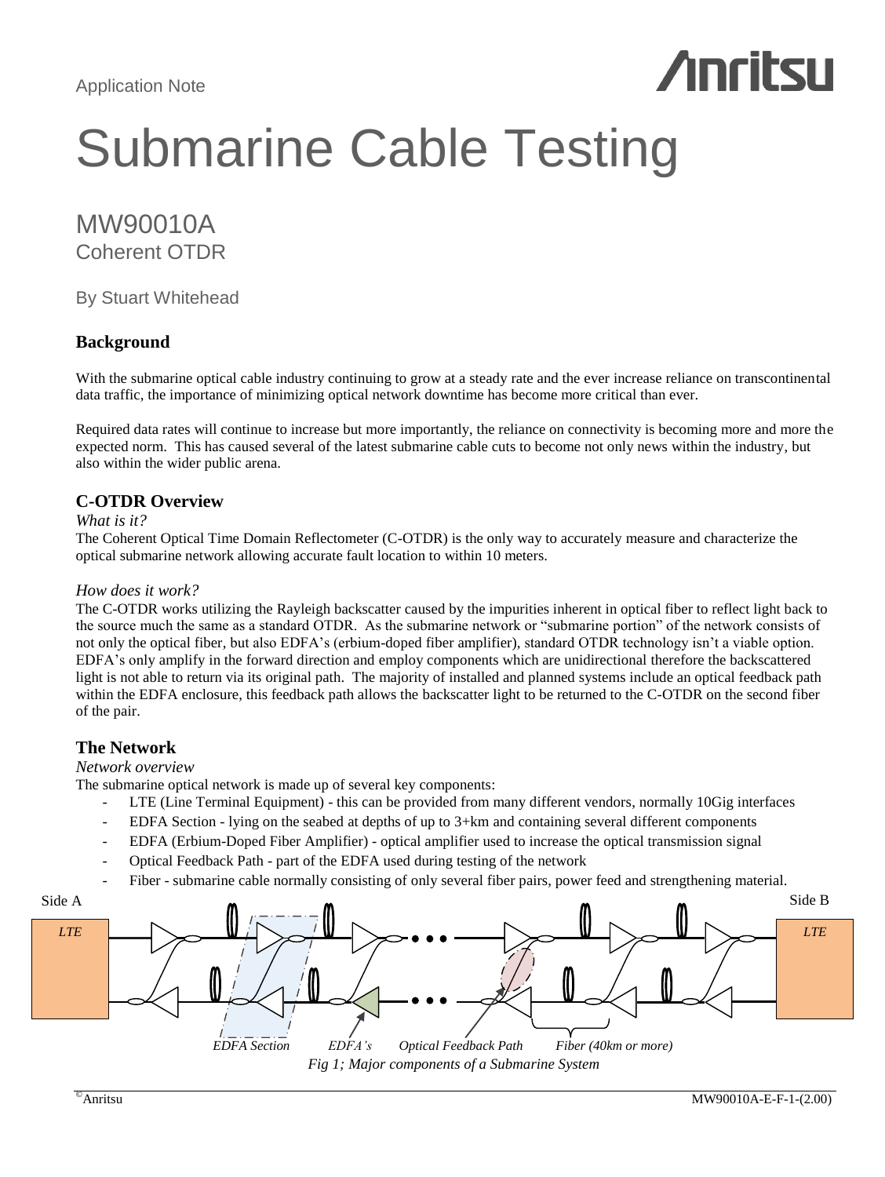Application Note

# Submarine Cable Testing

## MW90010A
### Coherent OTDR

By Stuart Whitehead

## Background

With the submarine optical cable industry continuing to grow at a steady rate and the ever increase reliance on transcontinental data traffic, the importance of minimizing optical network downtime has become more critical than ever.

Required data rates will continue to increase but more importantly, the reliance on connectivity is becoming more and more the expected norm. This has caused several of the latest submarine cable cuts to become not only news within the industry, but also within the wider public arena.

## C-OTDR Overview

*What is it?*

The Coherent Optical Time Domain Reflectometer (C-OTDR) is the only way to accurately measure and characterize the optical submarine network allowing accurate fault location to within 10 meters.

*How does it work?*

The C-OTDR works utilizing the Rayleigh backscatter caused by the impurities inherent in optical fiber to reflect light back to the source much the same as a standard OTDR. As the submarine network or "submarine portion" of the network consists of not only the optical fiber, but also EDFA's (erbium-doped fiber amplifier), standard OTDR technology isn't a viable option. EDFA's only amplify in the forward direction and employ components which are unidirectional therefore the backscattered light is not able to return via its original path. The majority of installed and planned systems include an optical feedback path within the EDFA enclosure, this feedback path allows the backscatter light to be returned to the C-OTDR on the second fiber of the pair.

## The Network

*Network overview*

The submarine optical network is made up of several key components:

- LTE (Line Terminal Equipment) - this can be provided from many different vendors, normally 10Gig interfaces
- EDFA Section - lying on the seabed at depths of up to 3+km and containing several different components
- EDFA (Erbium-Doped Fiber Amplifier) - optical amplifier used to increase the optical transmission signal
- Optical Feedback Path - part of the EDFA used during testing of the network
- Fiber - submarine cable normally consisting of only several fiber pairs, power feed and strengthening material.

Side A | LTE | EDFA Section | EDFA's | Optical Feedback Path | Fiber (40km or more) | LTE | Side B

*Fig 1; Major components of a Submarine System*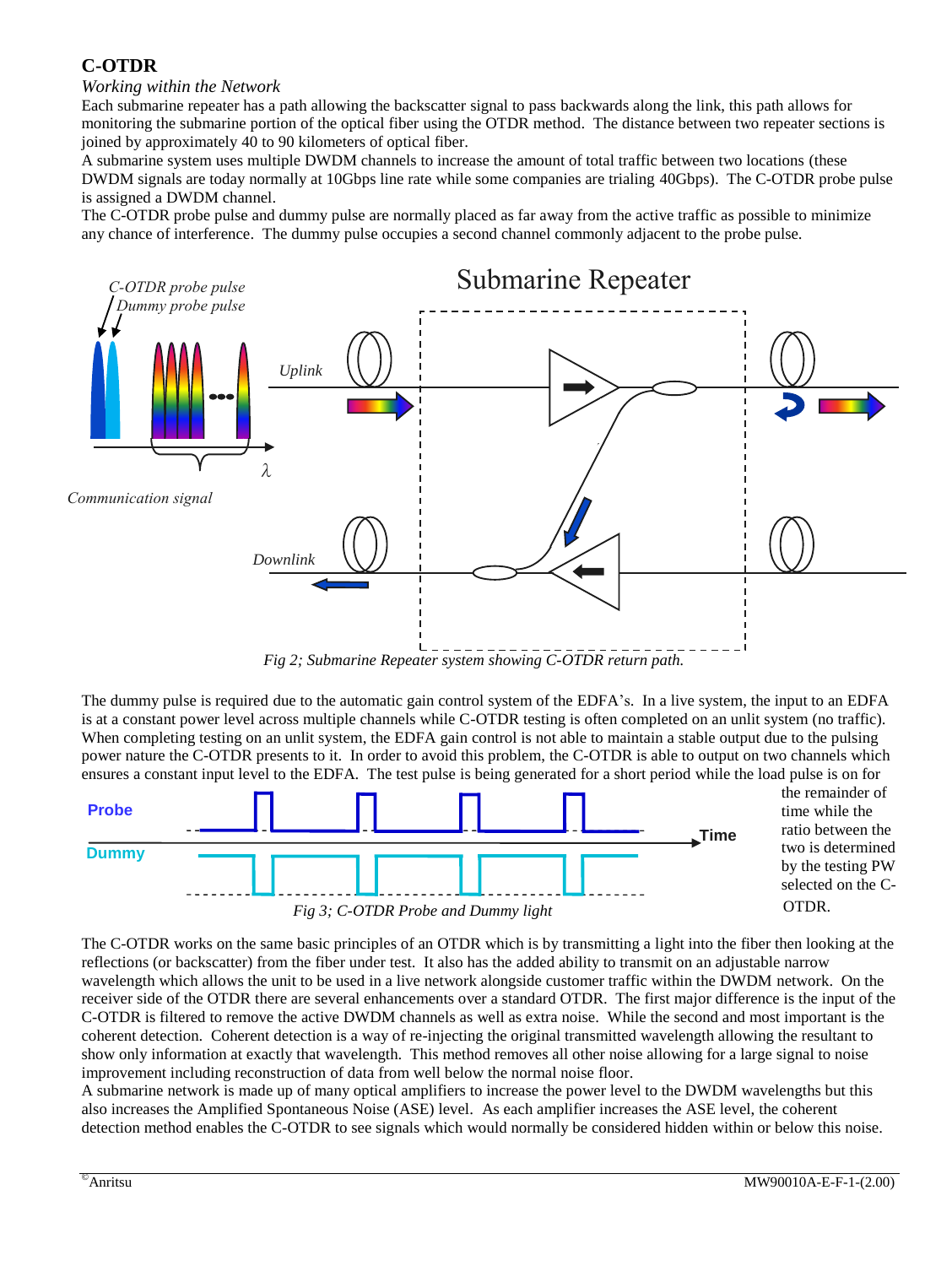## C-OTDR

*Working within the Network*

Each submarine repeater has a path allowing the backscatter signal to pass backwards along the link, this path allows for monitoring the submarine portion of the optical fiber using the OTDR method. The distance between two repeater sections is joined by approximately 40 to 90 kilometers of optical fiber.

A submarine system uses multiple DWDM channels to increase the amount of total traffic between two locations (these DWDM signals are today normally at 10Gbps line rate while some companies are trialing 40Gbps). The C-OTDR probe pulse is assigned a DWDM channel.

The C-OTDR probe pulse and dummy pulse are normally placed as far away from the active traffic as possible to minimize any chance of interference. The dummy pulse occupies a second channel commonly adjacent to the probe pulse.

*Fig 2; Submarine Repeater system showing C-OTDR return path.*

The dummy pulse is required due to the automatic gain control system of the EDFA's. In a live system, the input to an EDFA is at a constant power level across multiple channels while C-OTDR testing is often completed on an unlit system (no traffic). When completing testing on an unlit system, the EDFA gain control is not able to maintain a stable output due to the pulsing power nature the C-OTDR presents to it. In order to avoid this problem, the C-OTDR is able to output on two channels which ensures a constant input level to the EDFA. The test pulse is being generated for a short period while the load pulse is on for the remainder of time while the ratio between the two is determined by the testing PW selected on the C-OTDR.

*Fig 3; C-OTDR Probe and Dummy light*

The C-OTDR works on the same basic principles of an OTDR which is by transmitting a light into the fiber then looking at the reflections (or backscatter) from the fiber under test. It also has the added ability to transmit on an adjustable narrow wavelength which allows the unit to be used in a live network alongside customer traffic within the DWDM network. On the receiver side of the OTDR there are several enhancements over a standard OTDR. The first major difference is the input of the C-OTDR is filtered to remove the active DWDM channels as well as extra noise. While the second and most important is the coherent detection. Coherent detection is a way of re-injecting the original transmitted wavelength allowing the resultant to show only information at exactly that wavelength. This method removes all other noise allowing for a large signal to noise improvement including reconstruction of data from well below the normal noise floor.

A submarine network is made up of many optical amplifiers to increase the power level to the DWDM wavelengths but this also increases the Amplified Spontaneous Noise (ASE) level. As each amplifier increases the ASE level, the coherent detection method enables the C-OTDR to see signals which would normally be considered hidden within or below this noise.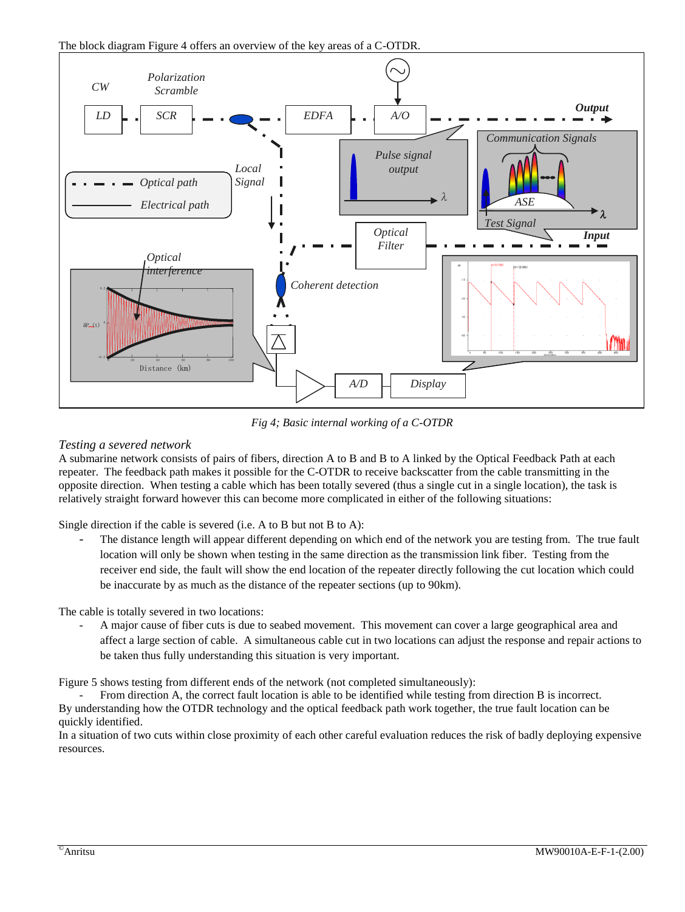The block diagram Figure 4 offers an overview of the key areas of a C-OTDR.

*Fig 4; Basic internal working of a C-OTDR*

*Testing a severed network*

A submarine network consists of pairs of fibers, direction A to B and B to A linked by the Optical Feedback Path at each repeater. The feedback path makes it possible for the C-OTDR to receive backscatter from the cable transmitting in the opposite direction. When testing a cable which has been totally severed (thus a single cut in a single location), the task is relatively straight forward however this can become more complicated in either of the following situations:

Single direction if the cable is severed (i.e. A to B but not B to A):

- The distance length will appear different depending on which end of the network you are testing from. The true fault location will only be shown when testing in the same direction as the transmission link fiber. Testing from the receiver end side, the fault will show the end location of the repeater directly following the cut location which could be inaccurate by as much as the distance of the repeater sections (up to 90km).

The cable is totally severed in two locations:

- A major cause of fiber cuts is due to seabed movement. This movement can cover a large geographical area and affect a large section of cable. A simultaneous cable cut in two locations can adjust the response and repair actions to be taken thus fully understanding this situation is very important.

Figure 5 shows testing from different ends of the network (not completed simultaneously):

- From direction A, the correct fault location is able to be identified while testing from direction B is incorrect.

By understanding how the OTDR technology and the optical feedback path work together, the true fault location can be quickly identified.

In a situation of two cuts within close proximity of each other careful evaluation reduces the risk of badly deploying expensive resources.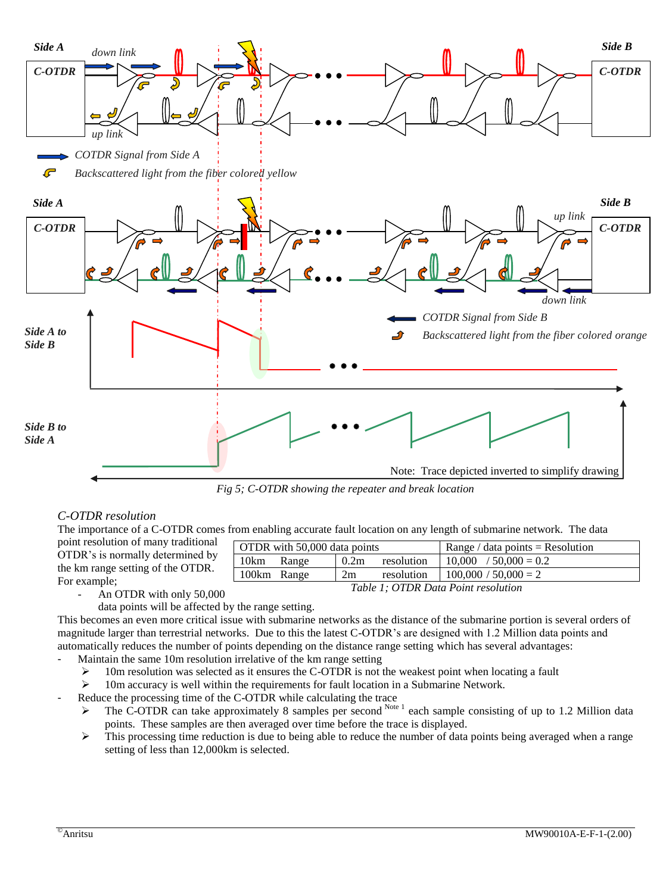*Fig 5; C-OTDR showing the repeater and break location*

### *C-OTDR resolution*

The importance of a C-OTDR comes from enabling accurate fault location on any length of submarine network. The data point resolution of many traditional OTDR's is normally determined by the km range setting of the OTDR. For example;

- An OTDR with only 50,000 data points will be affected by the range setting.

| OTDR with 50,000 data points | | Range / data points = Resolution |
|---|---|---|
| 10km Range | 0.2m resolution | 10,000 / 50,000 = 0.2 |
| 100km Range | 2m resolution | 100,000 / 50,000 = 2 |

*Table 1; OTDR Data Point resolution*

This becomes an even more critical issue with submarine networks as the distance of the submarine portion is several orders of magnitude larger than terrestrial networks. Due to this the latest C-OTDR's are designed with 1.2 Million data points and automatically reduces the number of points depending on the distance range setting which has several advantages:

- Maintain the same 10m resolution irrelative of the km range setting
  - 10m resolution was selected as it ensures the C-OTDR is not the weakest point when locating a fault
  - 10m accuracy is well within the requirements for fault location in a Submarine Network.
- Reduce the processing time of the C-OTDR while calculating the trace
  - The C-OTDR can take approximately 8 samples per second [Note 1] each sample consisting of up to 1.2 Million data points. These samples are then averaged over time before the trace is displayed.
  - This processing time reduction is due to being able to reduce the number of data points being averaged when a range setting of less than 12,000km is selected.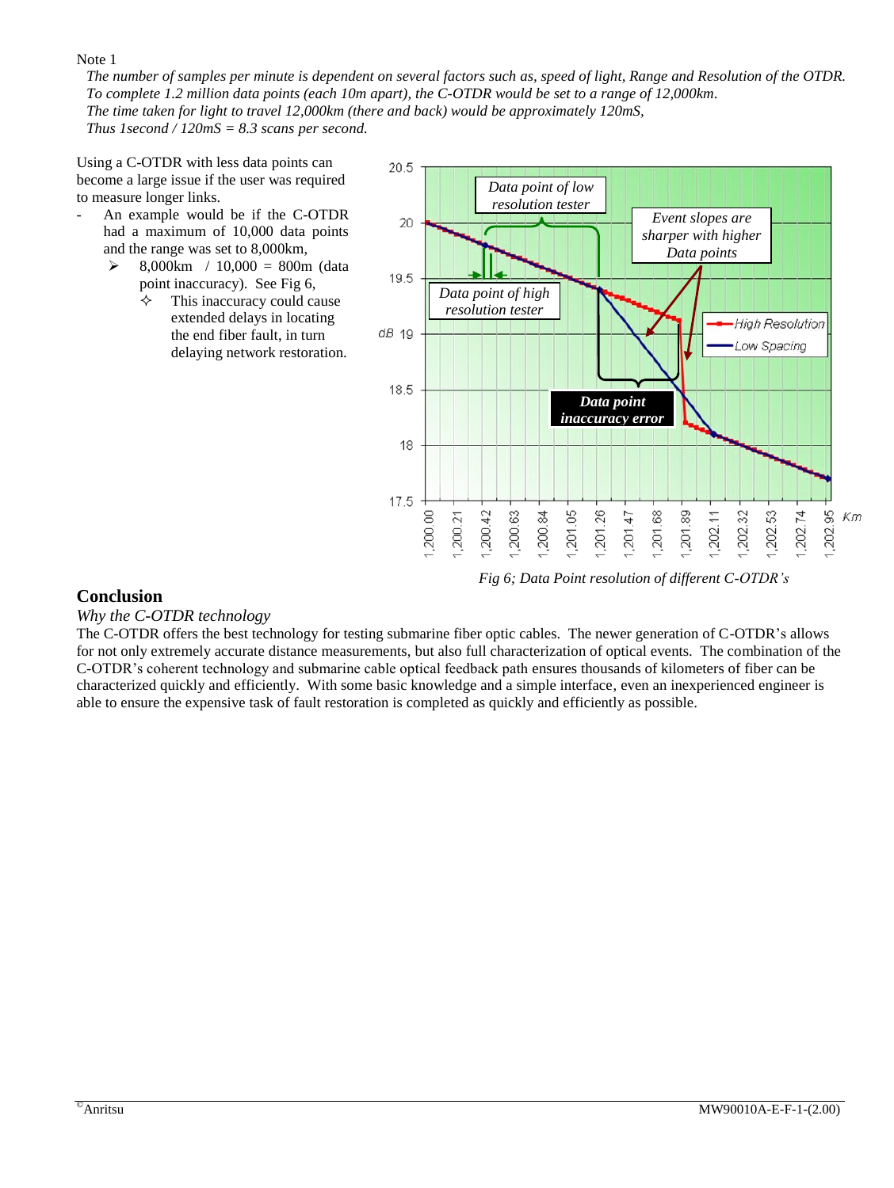Note 1

*The number of samples per minute is dependent on several factors such as, speed of light, Range and Resolution of the OTDR. To complete 1.2 million data points (each 10m apart), the C-OTDR would be set to a range of 12,000km. The time taken for light to travel 12,000km (there and back) would be approximately 120mS, Thus 1second / 120mS = 8.3 scans per second.*

Using a C-OTDR with less data points can become a large issue if the user was required to measure longer links.

- An example would be if the C-OTDR had a maximum of 10,000 data points and the range was set to 8,000km,
  - 8,000km / 10,000 = 800m (data point inaccuracy). See Fig 6,
    - This inaccuracy could cause extended delays in locating the end fiber fault, in turn delaying network restoration.

*Fig 6; Data Point resolution of different C-OTDR's*

## Conclusion

*Why the C-OTDR technology*

The C-OTDR offers the best technology for testing submarine fiber optic cables. The newer generation of C-OTDR's allows for not only extremely accurate distance measurements, but also full characterization of optical events. The combination of the C-OTDR's coherent technology and submarine cable optical feedback path ensures thousands of kilometers of fiber can be characterized quickly and efficiently. With some basic knowledge and a simple interface, even an inexperienced engineer is able to ensure the expensive task of fault restoration is completed as quickly and efficiently as possible.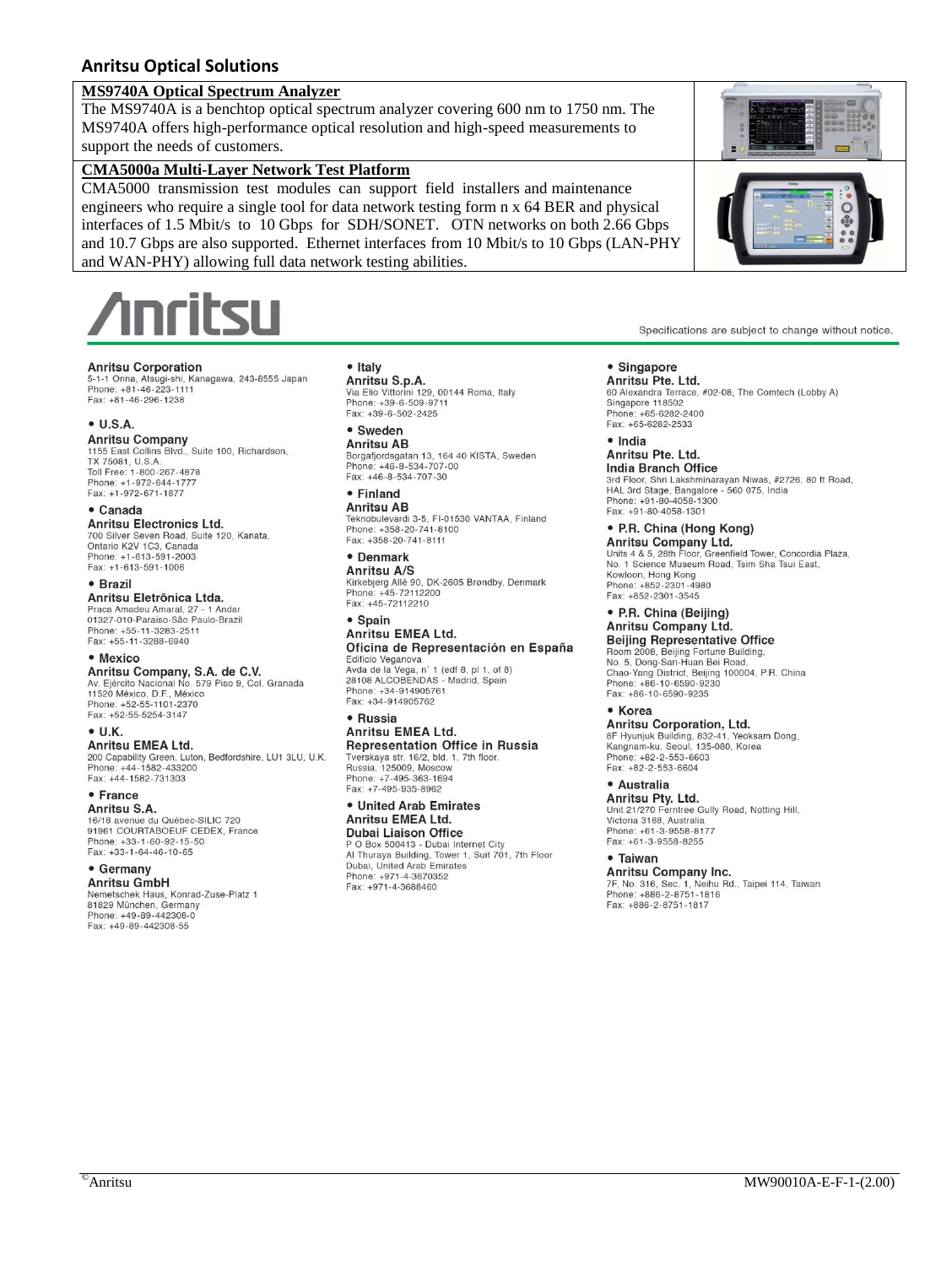## Anritsu Optical Solutions

| | |
|---|---|
| **MS9740A Optical Spectrum Analyzer**<br>The MS9740A is a benchtop optical spectrum analyzer covering 600 nm to 1750 nm. The MS9740A offers high-performance optical resolution and high-speed measurements to support the needs of customers. | |
| **CMA5000a Multi-Layer Network Test Platform**<br>CMA5000 transmission test modules can support field installers and maintenance engineers who require a single tool for data network testing form n x 64 BER and physical interfaces of 1.5 Mbit/s to 10 Gbps for SDH/SONET. OTN networks on both 2.66 Gbps and 10.7 Gbps are also supported. Ethernet interfaces from 10 Mbit/s to 10 Gbps (LAN-PHY and WAN-PHY) allowing full data network testing abilities. | |

# Anritsu

Specifications are subject to change without notice.

**Anritsu Corporation**
5-1-1 Onna, Atsugi-shi, Kanagawa, 243-8555 Japan
Phone: +81-46-223-1111
Fax: +81-46-296-1238

• **U.S.A.**
**Anritsu Company**
1155 East Collins Blvd., Suite 100, Richardson, TX 75081, U.S.A.
Toll Free: 1-800-267-4878
Phone: +1-972-644-1777
Fax: +1-972-671-1877

• **Canada**
**Anritsu Electronics Ltd.**
700 Silver Seven Road, Suite 120, Kanata, Ontario K2V 1C3, Canada
Phone: +1-613-591-2003
Fax: +1-613-591-1006

• **Brazil**
**Anritsu Eletrônica Ltda.**
Praca Amadeu Amaral, 27 - 1 Andar
01327-010-Paraiso-São Paulo-Brazil
Phone: +55-11-3283-2511
Fax: +55-11-3288-6940

• **Mexico**
**Anritsu Company, S.A. de C.V.**
Av. Ejército Nacional No. 579 Piso 9, Col. Granada
11520 México, D.F., México
Phone: +52-55-1101-2370
Fax: +52-55-5254-3147

• **U.K.**
**Anritsu EMEA Ltd.**
200 Capability Green, Luton, Bedfordshire, LU1 3LU, U.K.
Phone: +44-1582-433200
Fax: +44-1582-731303

• **France**
**Anritsu S.A.**
16/18 avenue du Québec-SILIC 720
91961 COURTABOEUF CEDEX, France
Phone: +33-1-60-92-15-50
Fax: +33-1-64-46-10-65

• **Germany**
**Anritsu GmbH**
Nemetschek Haus, Konrad-Zuse-Platz 1
81829 München, Germany
Phone: +49-89-442308-0
Fax: +49-89-442308-55

• **Italy**
**Anritsu S.p.A.**
Via Elio Vittorini 129, 00144 Roma, Italy
Phone: +39-6-509-9711
Fax: +39-6-502-2425

• **Sweden**
**Anritsu AB**
Borgafjordsgatan 13, 164 40 KISTA, Sweden
Phone: +46-8-534-707-00
Fax: +46-8-534-707-30

• **Finland**
**Anritsu AB**
Teknobulevardi 3-5, FI-01530 VANTAA, Finland
Phone: +358-20-741-8100
Fax: +358-20-741-8111

• **Denmark**
**Anritsu A/S**
Kirkebjerg Allé 90, DK-2605 Brøndby, Denmark
Phone: +45-72112200
Fax: +45-72112210

• **Spain**
**Anritsu EMEA Ltd.**
**Oficina de Representación en España**
Edificio Veganova
Avda de la Vega, n° 1 (edf 8, pl 1, of 8)
28108 ALCOBENDAS - Madrid, Spain
Phone: +34-914905761
Fax: +34-914905762

• **Russia**
**Anritsu EMEA Ltd.**
**Representation Office in Russia**
Tverskaya str. 16/2, bld. 1, 7th floor.
Russia, 125009, Moscow
Phone: +7-495-363-1694
Fax: +7-495-935-8962

• **United Arab Emirates**
**Anritsu EMEA Ltd.**
**Dubai Liaison Office**
P O Box 500413 - Dubai Internet City
Al Thuraya Building, Tower 1, Suit 701, 7th Floor
Dubai, United Arab Emirates
Phone: +971-4-3670352
Fax: +971-4-3688460

• **Singapore**
**Anritsu Pte. Ltd.**
60 Alexandra Terrace, #02-08, The Comtech (Lobby A)
Singapore 118502
Phone: +65-6282-2400
Fax: +65-6282-2533

• **India**
**Anritsu Pte. Ltd.**
**India Branch Office**
3rd Floor, Shri Lakshminarayan Niwas, #2726, 80 ft Road, HAL 3rd Stage, Bangalore - 560 075, India
Phone: +91-80-4058-1300
Fax: +91-80-4058-1301

• **P.R. China (Hong Kong)**
**Anritsu Company Ltd.**
Units 4 & 5, 28th Floor, Greenfield Tower, Concordia Plaza, No. 1 Science Museum Road, Tsim Sha Tsui East, Kowloon, Hong Kong
Phone: +852-2301-4980
Fax: +852-2301-3545

• **P.R. China (Beijing)**
**Anritsu Company Ltd.**
**Beijing Representative Office**
Room 2008, Beijing Fortune Building,
No. 5, Dong-San-Huan Bei Road,
Chao-Yang District, Beijing 100004, P.R. China
Phone: +86-10-6590-9230
Fax: +86-10-6590-9235

• **Korea**
**Anritsu Corporation, Ltd.**
8F Hyunjuk Building, 832-41, Yeoksam Dong, Kangnam-ku, Seoul, 135-080, Korea
Phone: +82-2-553-6603
Fax: +82-2-553-6604

• **Australia**
**Anritsu Pty. Ltd.**
Unit 21/270 Ferntree Gully Road, Notting Hill, Victoria 3168, Australia
Phone: +61-3-9558-8177
Fax: +61-3-9558-8255

• **Taiwan**
**Anritsu Company Inc.**
7F, No. 316, Sec. 1, Neihu Rd., Taipei 114, Taiwan
Phone: +886-2-8751-1816
Fax: +886-2-8751-1817

©Anritsu MW90010A-E-F-1-(2.00)